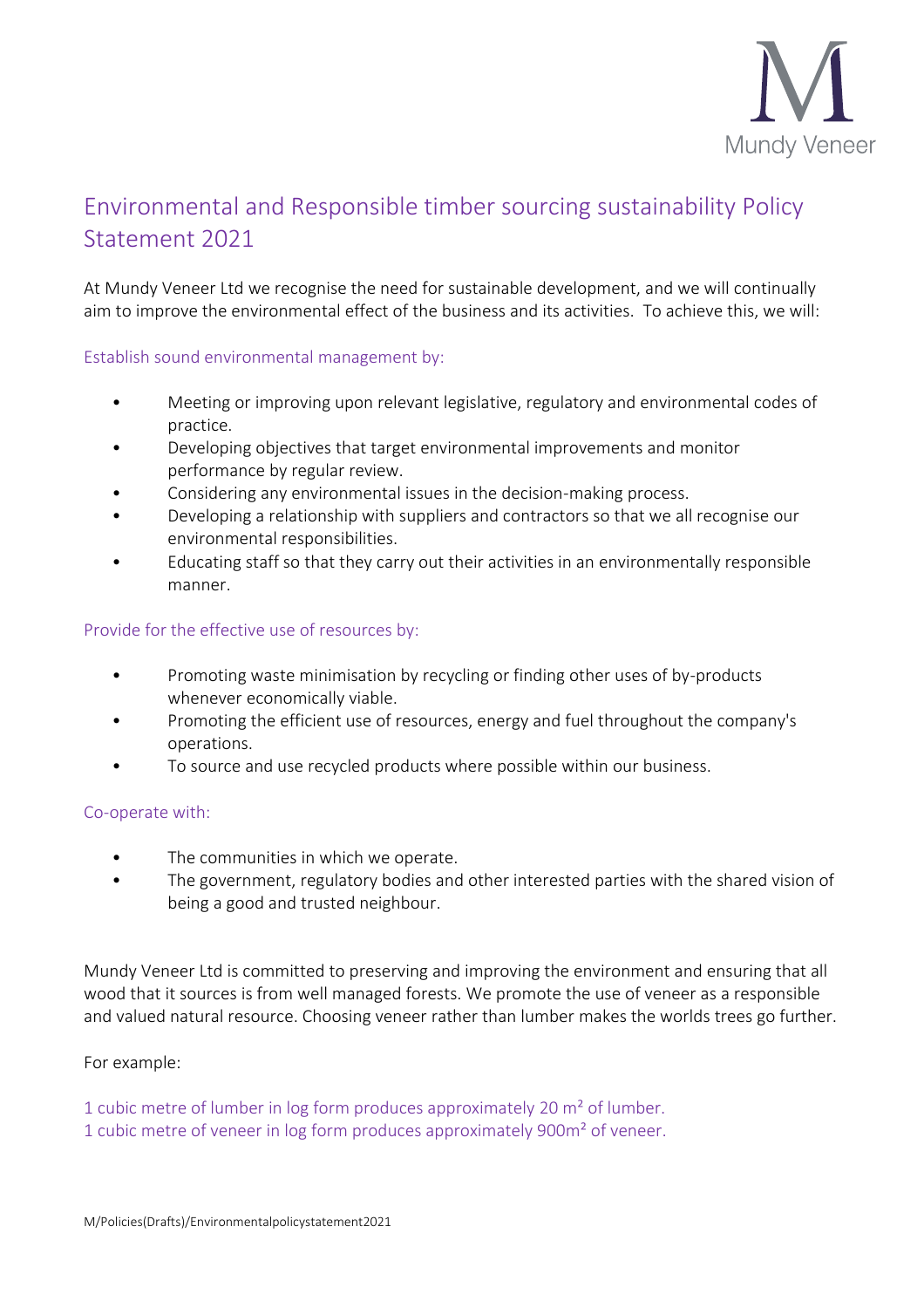Mundy Veneer

# Environmental and Responsible timber sourcing sustainability Policy Statement 2021

At Mundy Veneer Ltd we recognise the need for sustainable development, and we will continually aim to improve the environmental effect of the business and its activities. To achieve this, we will:

## Establish sound environmental management by:

- Meeting or improving upon relevant legislative, regulatory and environmental codes of practice.
- Developing objectives that target environmental improvements and monitor performance by regular review.
- Considering any environmental issues in the decision-making process.
- Developing a relationship with suppliers and contractors so that we all recognise our environmental responsibilities.
- Educating staff so that they carry out their activities in an environmentally responsible manner.

## Provide for the effective use of resources by:

- Promoting waste minimisation by recycling or finding other uses of by-products whenever economically viable.
- Promoting the efficient use of resources, energy and fuel throughout the company's operations.
- To source and use recycled products where possible within our business.

## Co-operate with:

- The communities in which we operate.
- The government, regulatory bodies and other interested parties with the shared vision of being a good and trusted neighbour.

Mundy Veneer Ltd is committed to preserving and improving the environment and ensuring that all wood that it sources is from well managed forests. We promote the use of veneer as a responsible and valued natural resource. Choosing veneer rather than lumber makes the worlds trees go further.

For example:

1 cubic metre of lumber in log form produces approximately 20 m² of lumber.
1 cubic metre of veneer in log form produces approximately 900m² of veneer.

M/Policies(Drafts)/Environmentalpolicystatement2021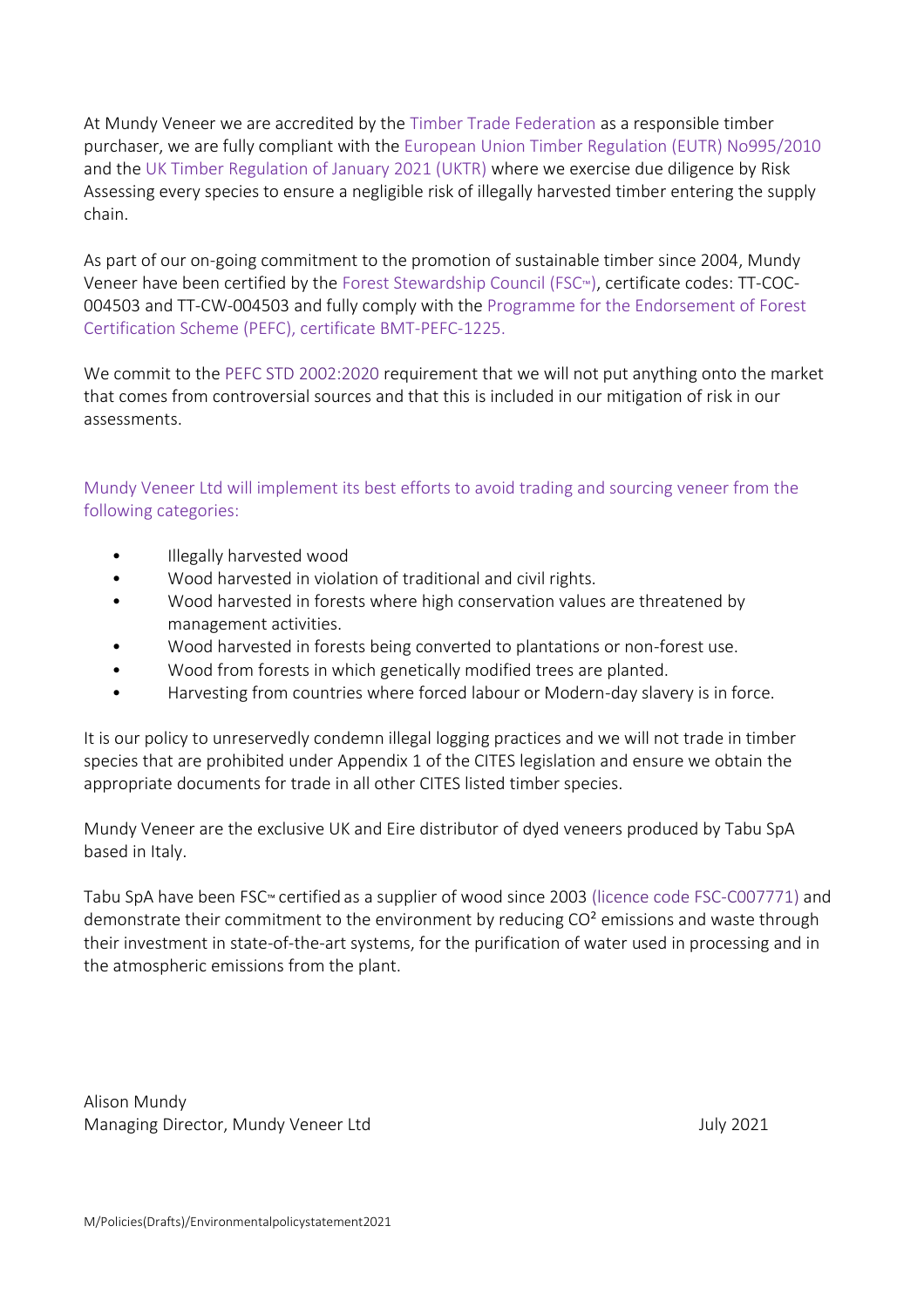At Mundy Veneer we are accredited by the Timber Trade Federation as a responsible timber purchaser, we are fully compliant with the European Union Timber Regulation (EUTR) No995/2010 and the UK Timber Regulation of January 2021 (UKTR) where we exercise due diligence by Risk Assessing every species to ensure a negligible risk of illegally harvested timber entering the supply chain.

As part of our on-going commitment to the promotion of sustainable timber since 2004, Mundy Veneer have been certified by the Forest Stewardship Council (FSC™), certificate codes: TT-COC-004503 and TT-CW-004503 and fully comply with the Programme for the Endorsement of Forest Certification Scheme (PEFC), certificate BMT-PEFC-1225.

We commit to the PEFC STD 2002:2020 requirement that we will not put anything onto the market that comes from controversial sources and that this is included in our mitigation of risk in our assessments.

Mundy Veneer Ltd will implement its best efforts to avoid trading and sourcing veneer from the following categories:

- Illegally harvested wood
- Wood harvested in violation of traditional and civil rights.
- Wood harvested in forests where high conservation values are threatened by management activities.
- Wood harvested in forests being converted to plantations or non-forest use.
- Wood from forests in which genetically modified trees are planted.
- Harvesting from countries where forced labour or Modern-day slavery is in force.

It is our policy to unreservedly condemn illegal logging practices and we will not trade in timber species that are prohibited under Appendix 1 of the CITES legislation and ensure we obtain the appropriate documents for trade in all other CITES listed timber species.

Mundy Veneer are the exclusive UK and Eire distributor of dyed veneers produced by Tabu SpA based in Italy.

Tabu SpA have been FSC™ certified as a supplier of wood since 2003 (licence code FSC-C007771) and demonstrate their commitment to the environment by reducing $CO^2$ emissions and waste through their investment in state-of-the-art systems, for the purification of water used in processing and in the atmospheric emissions from the plant.

Alison Mundy
Managing Director, Mundy Veneer Ltd

July 2021

M/Policies(Drafts)/Environmentalpolicystatement2021